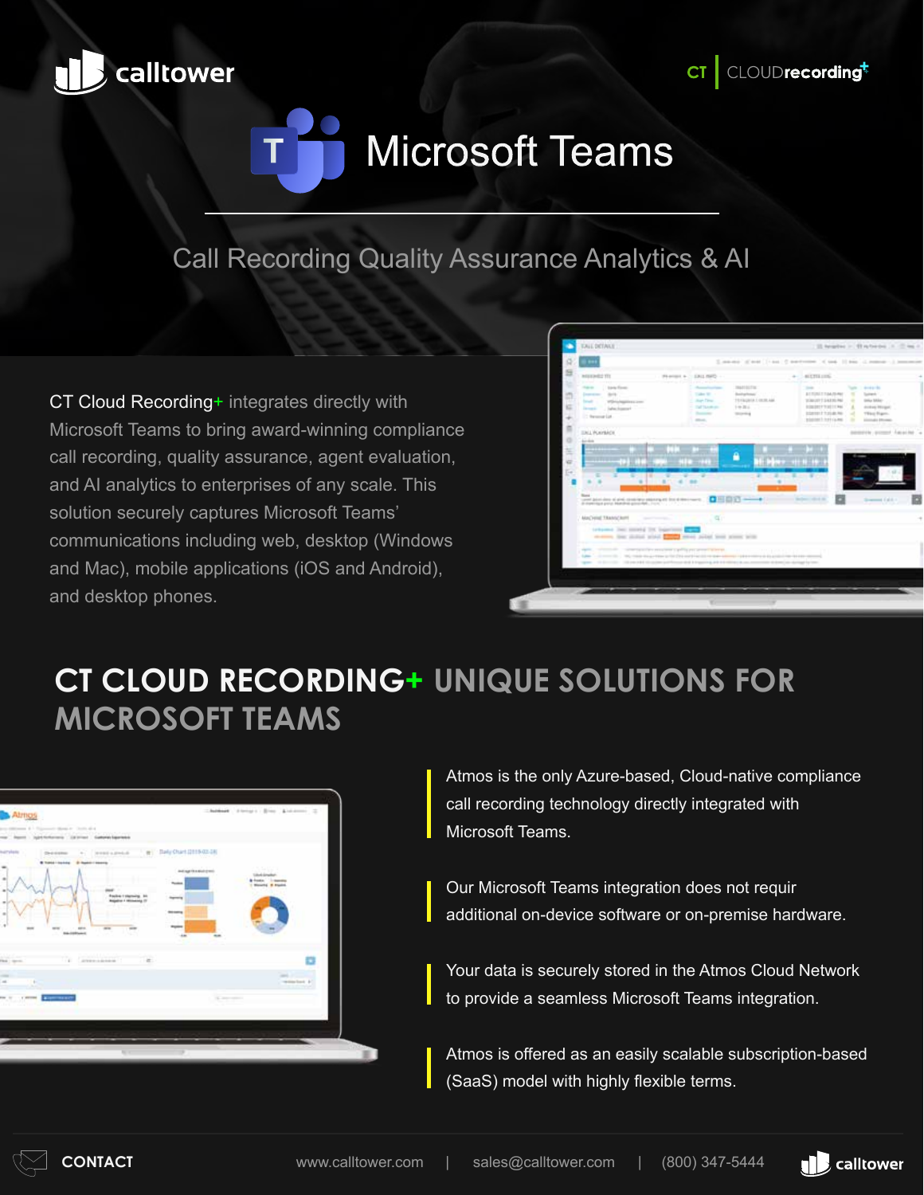calltower

CT | CLOUDrecording+

# Microsoft Teams

## Call Recording Quality Assurance Analytics & AI

CT Cloud Recording+ integrates directly with Microsoft Teams to bring award-winning compliance call recording, quality assurance, agent evaluation, and AI analytics to enterprises of any scale. This solution securely captures Microsoft Teams' communications including web, desktop (Windows and Mac), mobile applications (iOS and Android), and desktop phones.

## CT CLOUD RECORDING+ UNIQUE SOLUTIONS FOR MICROSOFT TEAMS

Atmos is the only Azure-based, Cloud-native compliance call recording technology directly integrated with Microsoft Teams.

Our Microsoft Teams integration does not requir additional on-device software or on-premise hardware.

Your data is securely stored in the Atmos Cloud Network to provide a seamless Microsoft Teams integration.

Atmos is offered as an easily scalable subscription-based (SaaS) model with highly flexible terms.

**CONTACT** www.calltower.com | sales@calltower.com | (800) 347-5444

calltower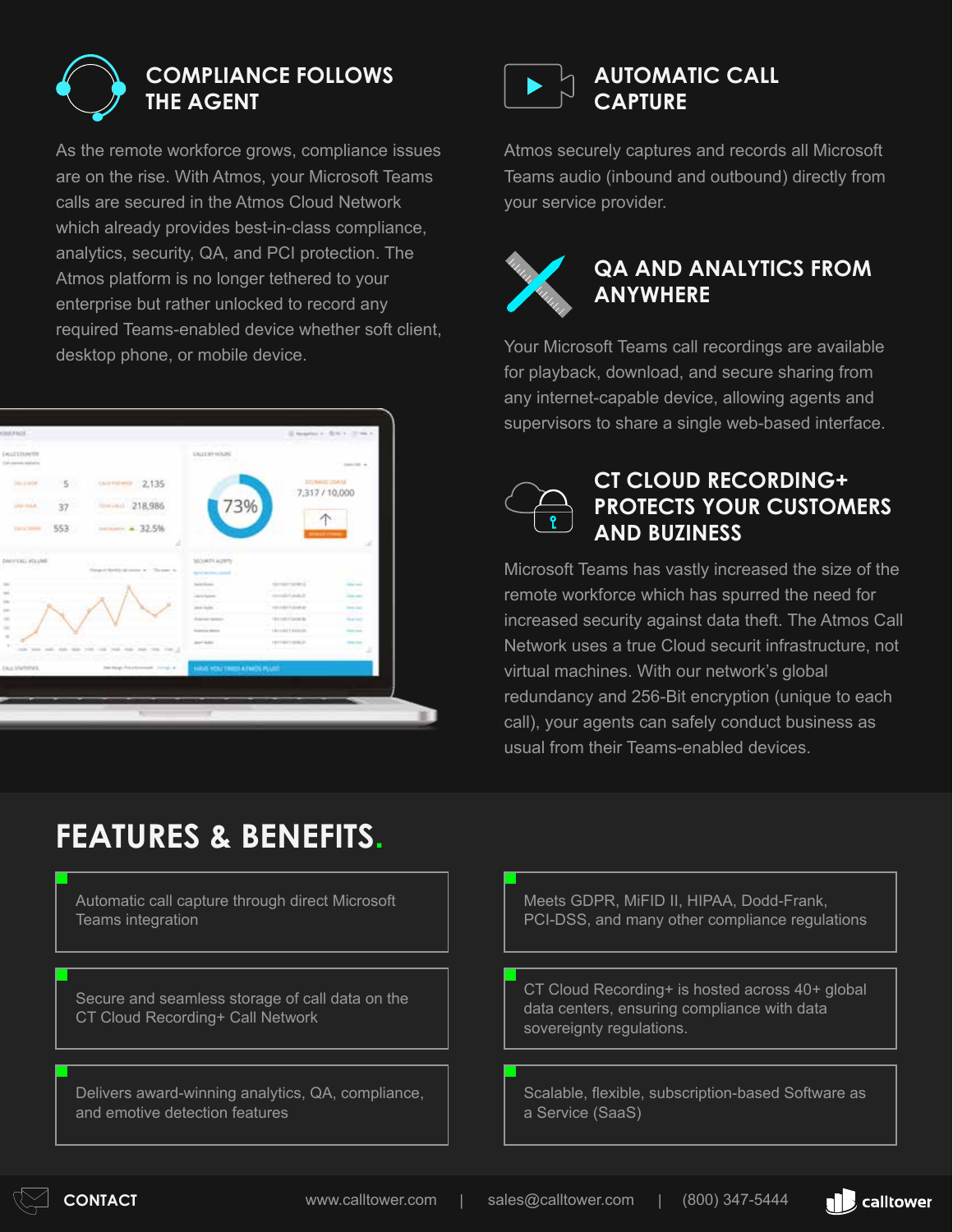## COMPLIANCE FOLLOWS THE AGENT

As the remote workforce grows, compliance issues are on the rise. With Atmos, your Microsoft Teams calls are secured in the Atmos Cloud Network which already provides best-in-class compliance, analytics, security, QA, and PCI protection. The Atmos platform is no longer tethered to your enterprise but rather unlocked to record any required Teams-enabled device whether soft client, desktop phone, or mobile device.

## AUTOMATIC CALL CAPTURE

Atmos securely captures and records all Microsoft Teams audio (inbound and outbound) directly from your service provider.

## QA AND ANALYTICS FROM ANYWHERE

Your Microsoft Teams call recordings are available for playback, download, and secure sharing from any internet-capable device, allowing agents and supervisors to share a single web-based interface.

## CT CLOUD RECORDING+ PROTECTS YOUR CUSTOMERS AND BUZINESS

Microsoft Teams has vastly increased the size of the remote workforce which has spurred the need for increased security against data theft. The Atmos Call Network uses a true Cloud securit infrastructure, not virtual machines. With our network's global redundancy and 256-Bit encryption (unique to each call), your agents can safely conduct business as usual from their Teams-enabled devices.

# FEATURES & BENEFITS.

- Automatic call capture through direct Microsoft Teams integration
- Secure and seamless storage of call data on the CT Cloud Recording+ Call Network
- Delivers award-winning analytics, QA, compliance, and emotive detection features
- Meets GDPR, MiFID II, HIPAA, Dodd-Frank, PCI-DSS, and many other compliance regulations
- CT Cloud Recording+ is hosted across 40+ global data centers, ensuring compliance with data sovereignty regulations.
- Scalable, flexible, subscription-based Software as a Service (SaaS)

**CONTACT** www.calltower.com | sales@calltower.com | (800) 347-5444

calltower